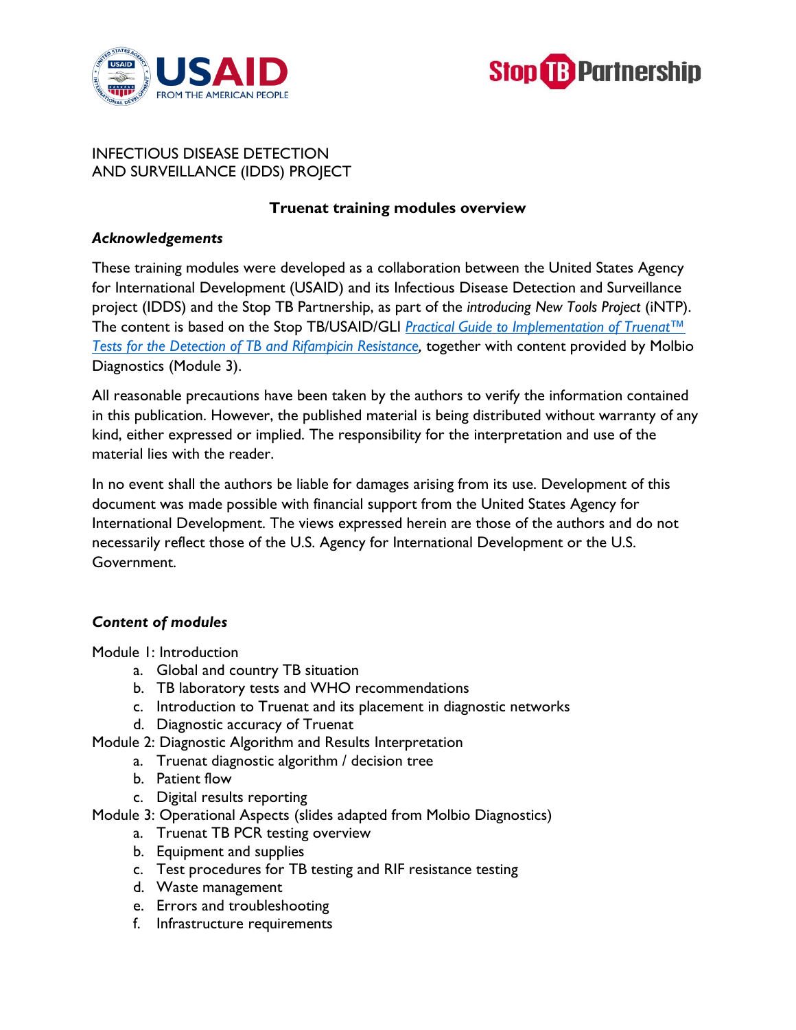INFECTIOUS DISEASE DETECTION
AND SURVEILLANCE (IDDS) PROJECT

## Truenat training modules overview

### *Acknowledgements*

These training modules were developed as a collaboration between the United States Agency for International Development (USAID) and its Infectious Disease Detection and Surveillance project (IDDS) and the Stop TB Partnership, as part of the *introducing New Tools Project* (iNTP). The content is based on the Stop TB/USAID/GLI *Practical Guide to Implementation of Truenat™ Tests for the Detection of TB and Rifampicin Resistance*, together with content provided by Molbio Diagnostics (Module 3).

All reasonable precautions have been taken by the authors to verify the information contained in this publication. However, the published material is being distributed without warranty of any kind, either expressed or implied. The responsibility for the interpretation and use of the material lies with the reader.

In no event shall the authors be liable for damages arising from its use. Development of this document was made possible with financial support from the United States Agency for International Development. The views expressed herein are those of the authors and do not necessarily reflect those of the U.S. Agency for International Development or the U.S. Government.

### *Content of modules*

Module 1: Introduction

a. Global and country TB situation
b. TB laboratory tests and WHO recommendations
c. Introduction to Truenat and its placement in diagnostic networks
d. Diagnostic accuracy of Truenat

Module 2: Diagnostic Algorithm and Results Interpretation

a. Truenat diagnostic algorithm / decision tree
b. Patient flow
c. Digital results reporting

Module 3: Operational Aspects (slides adapted from Molbio Diagnostics)

a. Truenat TB PCR testing overview
b. Equipment and supplies
c. Test procedures for TB testing and RIF resistance testing
d. Waste management
e. Errors and troubleshooting
f. Infrastructure requirements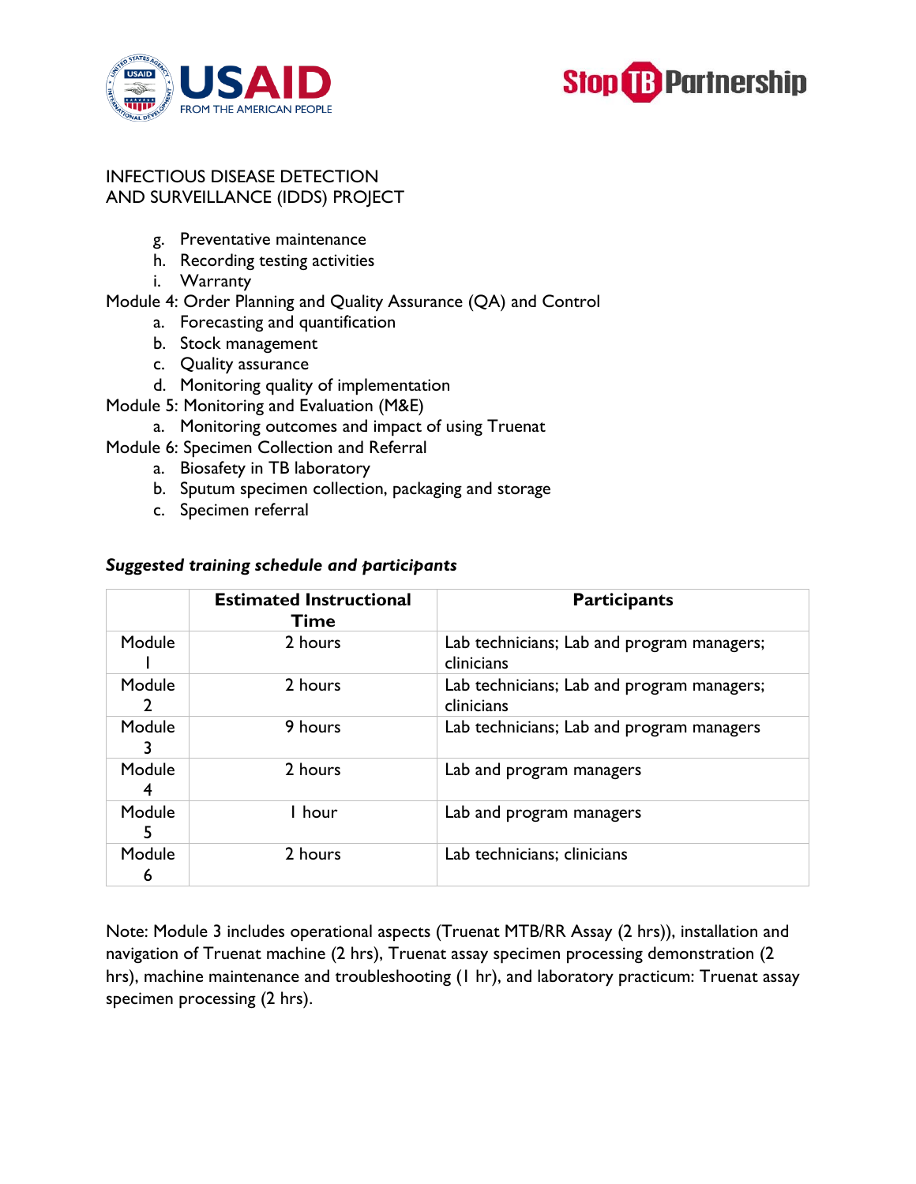INFECTIOUS DISEASE DETECTION
AND SURVEILLANCE (IDDS) PROJECT

g. Preventative maintenance
h. Recording testing activities
i. Warranty

Module 4: Order Planning and Quality Assurance (QA) and Control

a. Forecasting and quantification
b. Stock management
c. Quality assurance
d. Monitoring quality of implementation

Module 5: Monitoring and Evaluation (M&E)

a. Monitoring outcomes and impact of using Truenat

Module 6: Specimen Collection and Referral

a. Biosafety in TB laboratory
b. Sputum specimen collection, packaging and storage
c. Specimen referral

***Suggested training schedule and participants***

| | Estimated Instructional Time | Participants |
|---|---|---|
| Module 1 | 2 hours | Lab technicians; Lab and program managers; clinicians |
| Module 2 | 2 hours | Lab technicians; Lab and program managers; clinicians |
| Module 3 | 9 hours | Lab technicians; Lab and program managers |
| Module 4 | 2 hours | Lab and program managers |
| Module 5 | 1 hour | Lab and program managers |
| Module 6 | 2 hours | Lab technicians; clinicians |

Note: Module 3 includes operational aspects (Truenat MTB/RR Assay (2 hrs)), installation and navigation of Truenat machine (2 hrs), Truenat assay specimen processing demonstration (2 hrs), machine maintenance and troubleshooting (1 hr), and laboratory practicum: Truenat assay specimen processing (2 hrs).